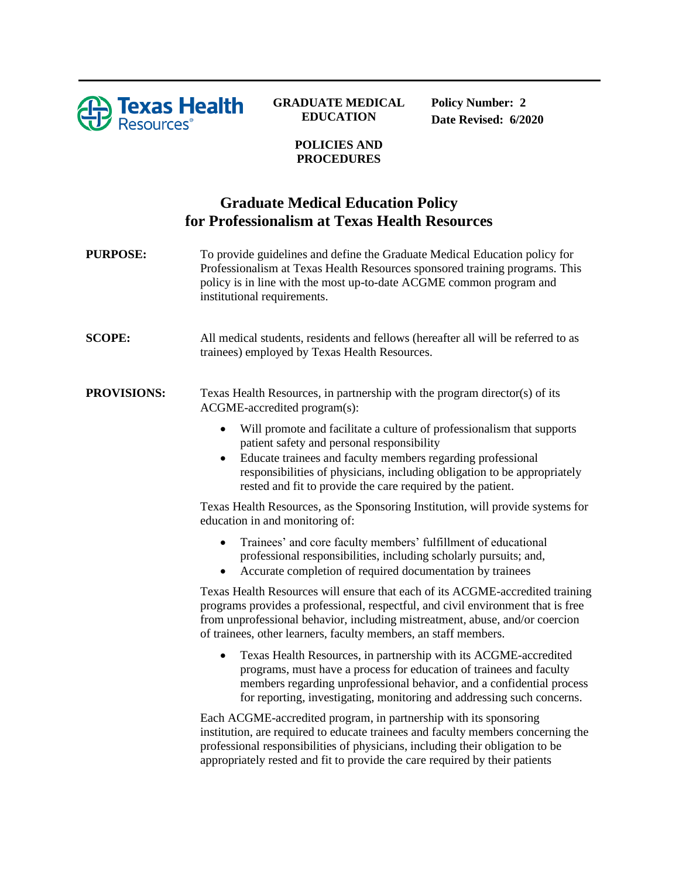**GRADUATE MEDICAL EDUCATION**

**POLICIES AND PROCEDURES**

**Policy Number: 2**
**Date Revised: 6/2020**

# Graduate Medical Education Policy for Professionalism at Texas Health Resources

**PURPOSE:** To provide guidelines and define the Graduate Medical Education policy for Professionalism at Texas Health Resources sponsored training programs. This policy is in line with the most up-to-date ACGME common program and institutional requirements.

**SCOPE:** All medical students, residents and fellows (hereafter all will be referred to as trainees) employed by Texas Health Resources.

**PROVISIONS:** Texas Health Resources, in partnership with the program director(s) of its ACGME-accredited program(s):

- Will promote and facilitate a culture of professionalism that supports patient safety and personal responsibility
- Educate trainees and faculty members regarding professional responsibilities of physicians, including obligation to be appropriately rested and fit to provide the care required by the patient.

Texas Health Resources, as the Sponsoring Institution, will provide systems for education in and monitoring of:

- Trainees' and core faculty members' fulfillment of educational professional responsibilities, including scholarly pursuits; and,
- Accurate completion of required documentation by trainees

Texas Health Resources will ensure that each of its ACGME-accredited training programs provides a professional, respectful, and civil environment that is free from unprofessional behavior, including mistreatment, abuse, and/or coercion of trainees, other learners, faculty members, an staff members.

- Texas Health Resources, in partnership with its ACGME-accredited programs, must have a process for education of trainees and faculty members regarding unprofessional behavior, and a confidential process for reporting, investigating, monitoring and addressing such concerns.

Each ACGME-accredited program, in partnership with its sponsoring institution, are required to educate trainees and faculty members concerning the professional responsibilities of physicians, including their obligation to be appropriately rested and fit to provide the care required by their patients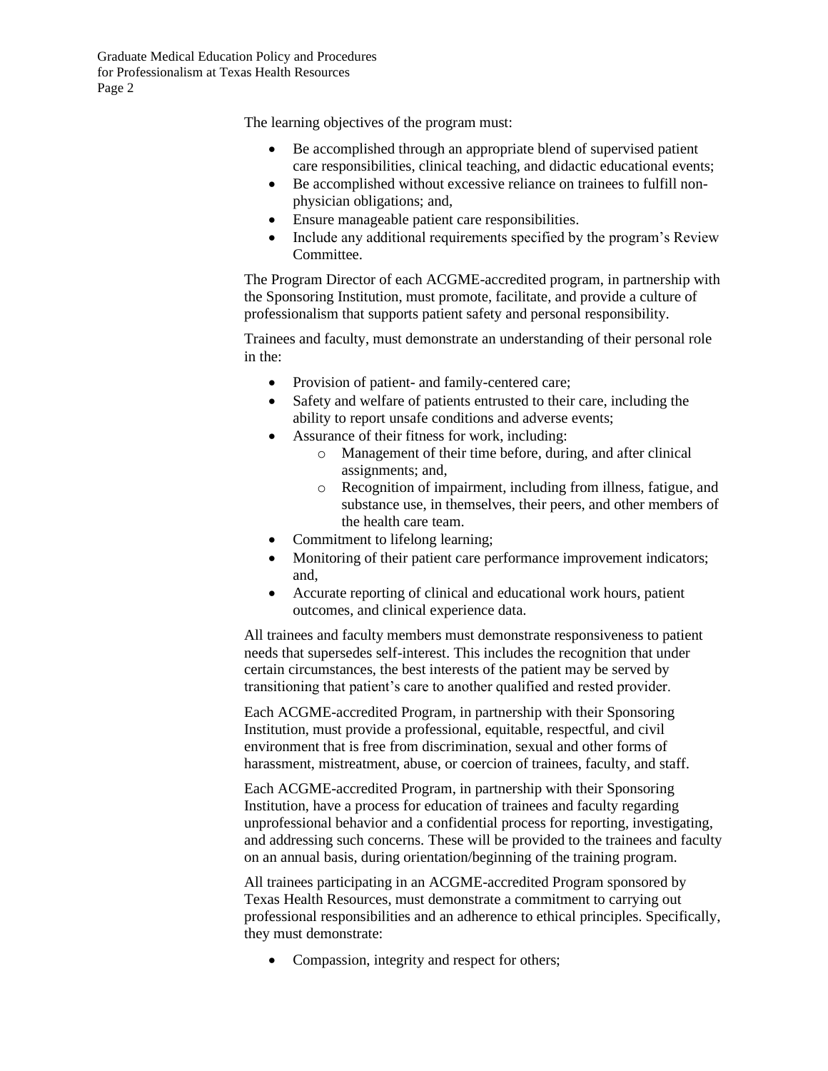The learning objectives of the program must:

- Be accomplished through an appropriate blend of supervised patient care responsibilities, clinical teaching, and didactic educational events;
- Be accomplished without excessive reliance on trainees to fulfill non-physician obligations; and,
- Ensure manageable patient care responsibilities.
- Include any additional requirements specified by the program's Review Committee.

The Program Director of each ACGME-accredited program, in partnership with the Sponsoring Institution, must promote, facilitate, and provide a culture of professionalism that supports patient safety and personal responsibility.

Trainees and faculty, must demonstrate an understanding of their personal role in the:

- Provision of patient- and family-centered care;
- Safety and welfare of patients entrusted to their care, including the ability to report unsafe conditions and adverse events;
- Assurance of their fitness for work, including:
  - Management of their time before, during, and after clinical assignments; and,
  - Recognition of impairment, including from illness, fatigue, and substance use, in themselves, their peers, and other members of the health care team.
- Commitment to lifelong learning;
- Monitoring of their patient care performance improvement indicators; and,
- Accurate reporting of clinical and educational work hours, patient outcomes, and clinical experience data.

All trainees and faculty members must demonstrate responsiveness to patient needs that supersedes self-interest. This includes the recognition that under certain circumstances, the best interests of the patient may be served by transitioning that patient's care to another qualified and rested provider.

Each ACGME-accredited Program, in partnership with their Sponsoring Institution, must provide a professional, equitable, respectful, and civil environment that is free from discrimination, sexual and other forms of harassment, mistreatment, abuse, or coercion of trainees, faculty, and staff.

Each ACGME-accredited Program, in partnership with their Sponsoring Institution, have a process for education of trainees and faculty regarding unprofessional behavior and a confidential process for reporting, investigating, and addressing such concerns. These will be provided to the trainees and faculty on an annual basis, during orientation/beginning of the training program.

All trainees participating in an ACGME-accredited Program sponsored by Texas Health Resources, must demonstrate a commitment to carrying out professional responsibilities and an adherence to ethical principles. Specifically, they must demonstrate:

- Compassion, integrity and respect for others;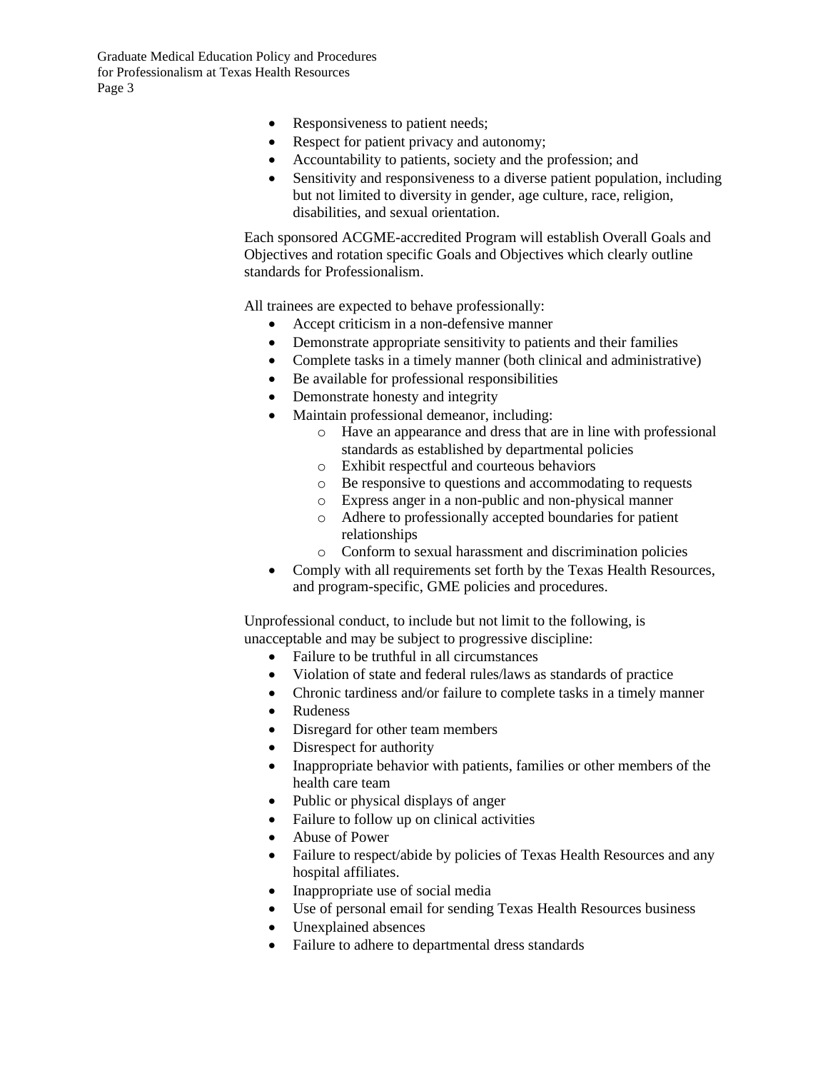- Responsiveness to patient needs;
- Respect for patient privacy and autonomy;
- Accountability to patients, society and the profession; and
- Sensitivity and responsiveness to a diverse patient population, including but not limited to diversity in gender, age culture, race, religion, disabilities, and sexual orientation.

Each sponsored ACGME-accredited Program will establish Overall Goals and Objectives and rotation specific Goals and Objectives which clearly outline standards for Professionalism.

All trainees are expected to behave professionally:

- Accept criticism in a non-defensive manner
- Demonstrate appropriate sensitivity to patients and their families
- Complete tasks in a timely manner (both clinical and administrative)
- Be available for professional responsibilities
- Demonstrate honesty and integrity
- Maintain professional demeanor, including:
    - Have an appearance and dress that are in line with professional standards as established by departmental policies
    - Exhibit respectful and courteous behaviors
    - Be responsive to questions and accommodating to requests
    - Express anger in a non-public and non-physical manner
    - Adhere to professionally accepted boundaries for patient relationships
    - Conform to sexual harassment and discrimination policies
- Comply with all requirements set forth by the Texas Health Resources, and program-specific, GME policies and procedures.

Unprofessional conduct, to include but not limit to the following, is unacceptable and may be subject to progressive discipline:

- Failure to be truthful in all circumstances
- Violation of state and federal rules/laws as standards of practice
- Chronic tardiness and/or failure to complete tasks in a timely manner
- Rudeness
- Disregard for other team members
- Disrespect for authority
- Inappropriate behavior with patients, families or other members of the health care team
- Public or physical displays of anger
- Failure to follow up on clinical activities
- Abuse of Power
- Failure to respect/abide by policies of Texas Health Resources and any hospital affiliates.
- Inappropriate use of social media
- Use of personal email for sending Texas Health Resources business
- Unexplained absences
- Failure to adhere to departmental dress standards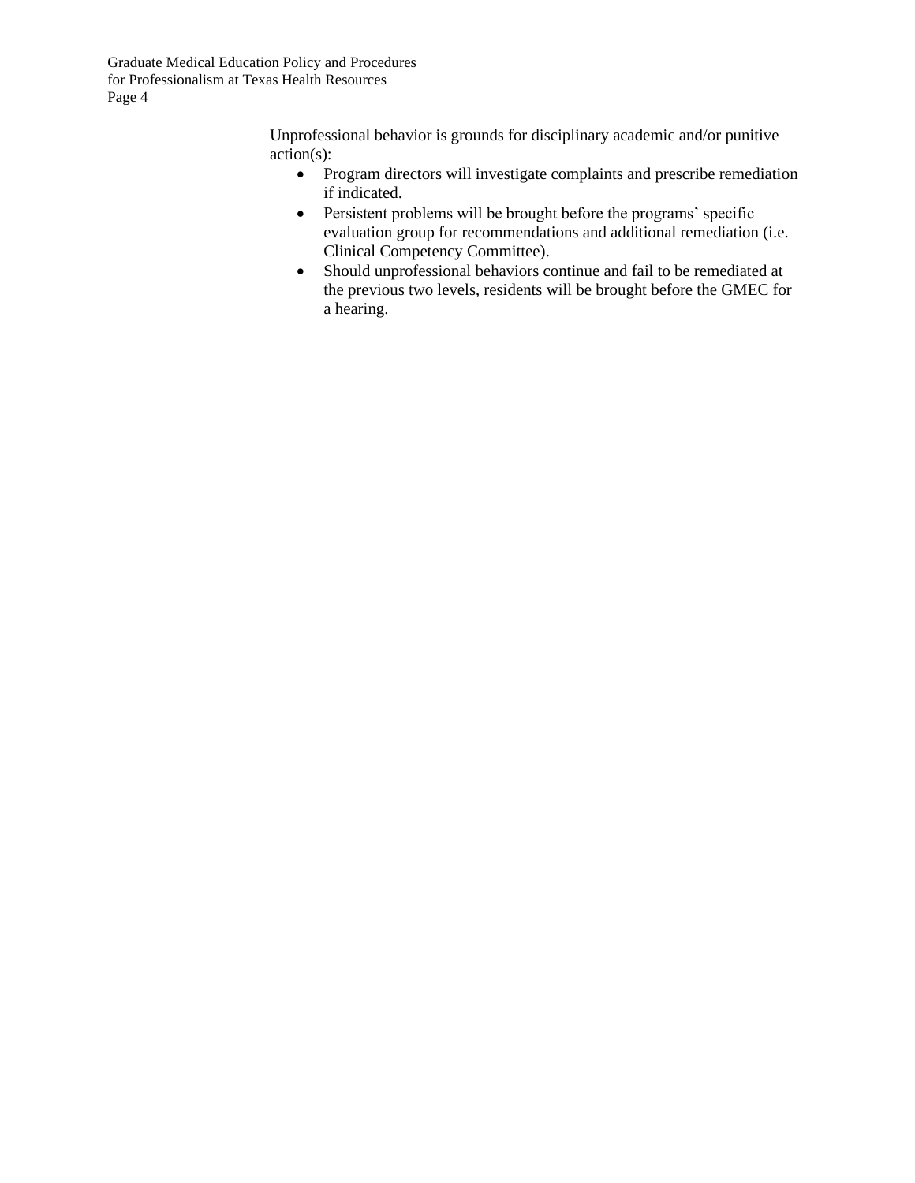Unprofessional behavior is grounds for disciplinary academic and/or punitive action(s):

- Program directors will investigate complaints and prescribe remediation if indicated.
- Persistent problems will be brought before the programs' specific evaluation group for recommendations and additional remediation (i.e. Clinical Competency Committee).
- Should unprofessional behaviors continue and fail to be remediated at the previous two levels, residents will be brought before the GMEC for a hearing.